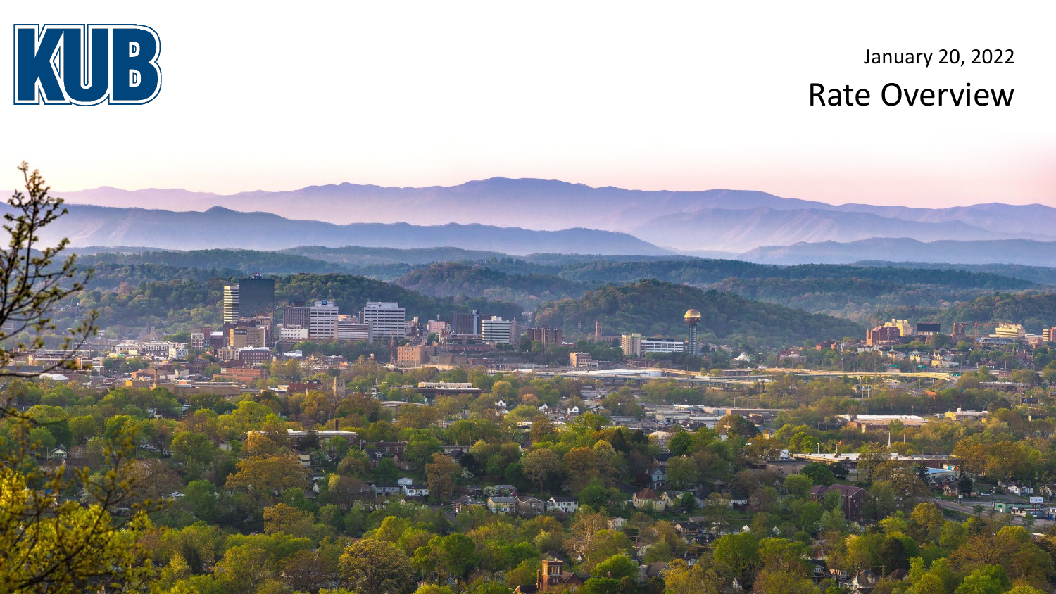KUB

January 20, 2022

# Rate Overview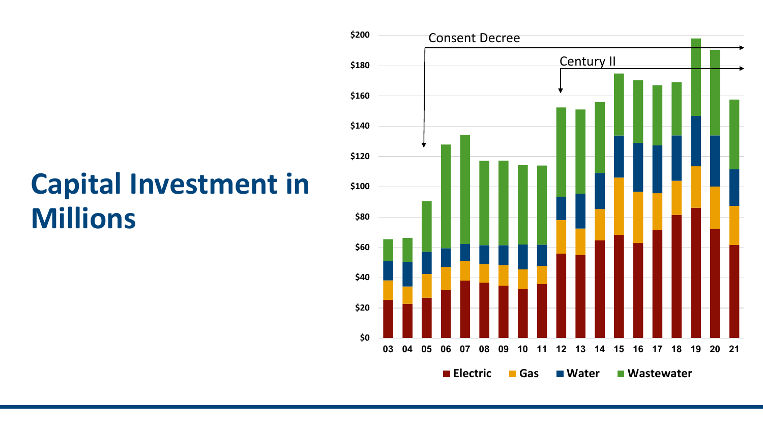# Capital Investment in Millions

Consent Decree

Century II

$200
$180
$160
$140
$120
$100
$80
$60
$40
$20
$0

03 04 05 06 07 08 09 10 11 12 13 14 15 16 17 18 19 20 21

Electric Gas Water Wastewater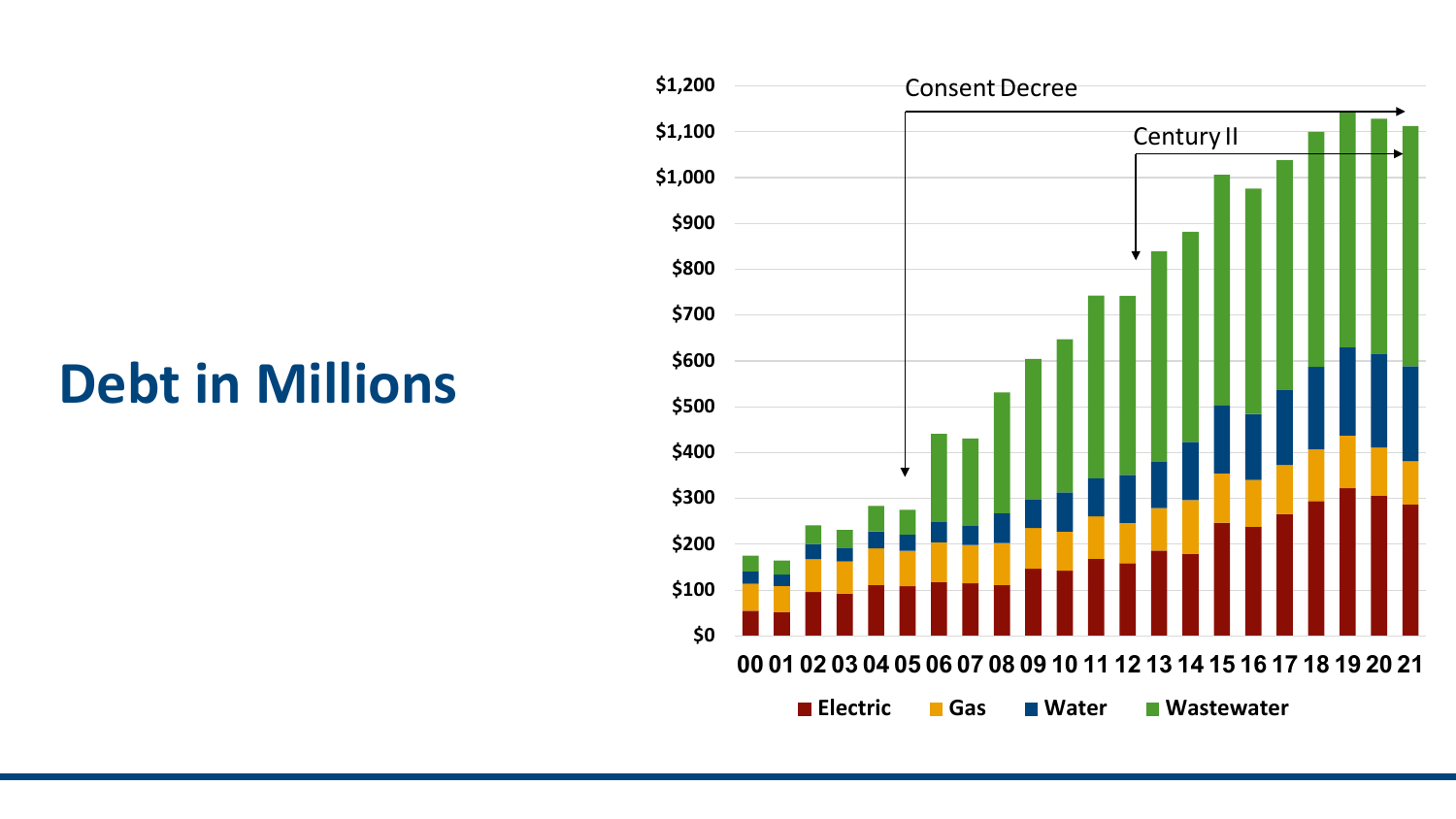# Debt in Millions

Consent Decree

Century II

$1,200
$1,100
$1,000
$900
$800
$700
$600
$500
$400
$300
$200
$100
$0

00 01 02 03 04 05 06 07 08 09 10 11 12 13 14 15 16 17 18 19 20 21

Electric   Gas   Water   Wastewater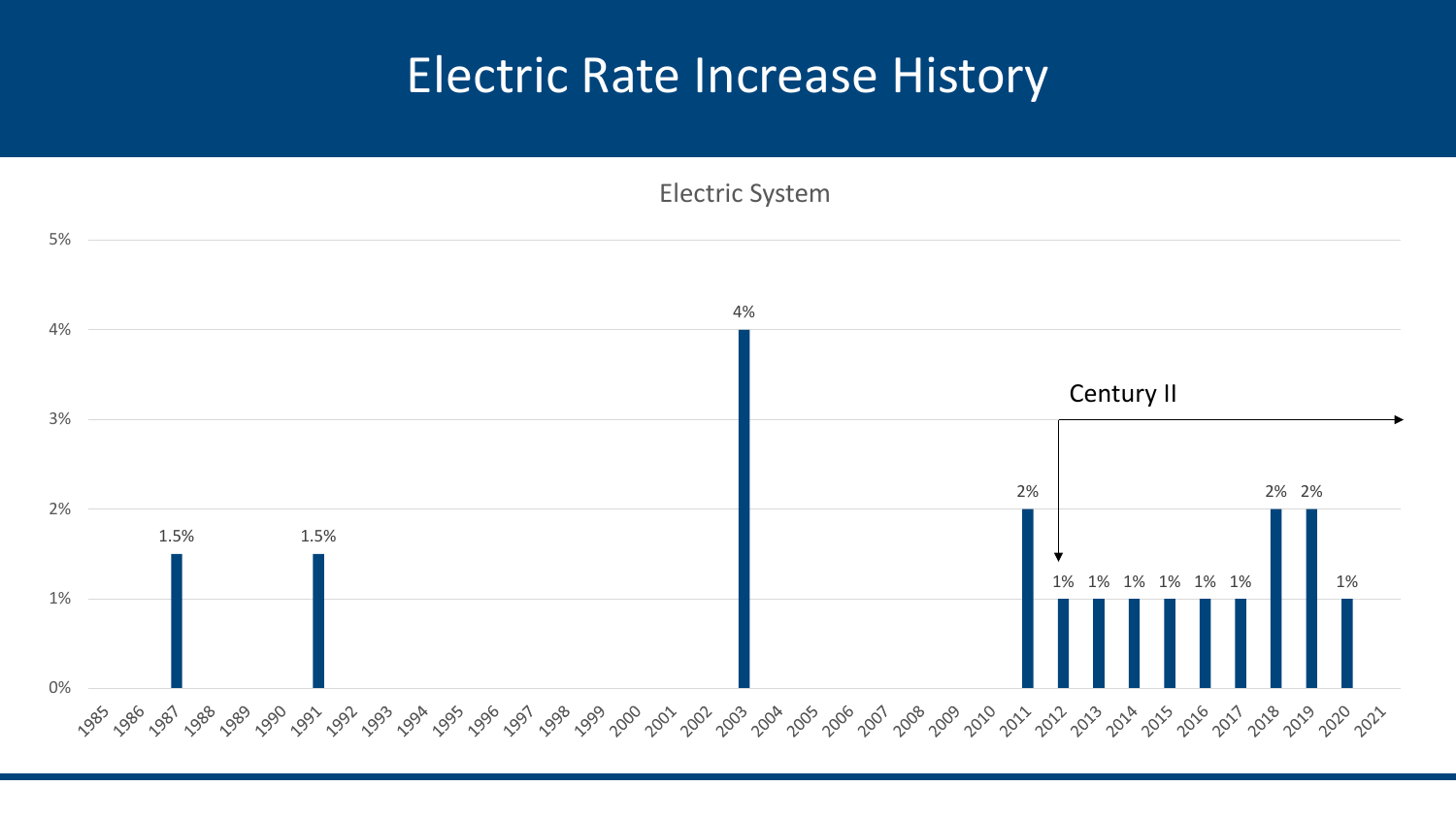# Electric Rate Increase History

**Electric System**

| Year | Increase |
|---|---|
| 1985 | |
| 1986 | |
| 1987 | 1.5% |
| 1988 | |
| 1989 | |
| 1990 | |
| 1991 | 1.5% |
| 1992 | |
| 1993 | |
| 1994 | |
| 1995 | |
| 1996 | |
| 1997 | |
| 1998 | |
| 1999 | |
| 2000 | |
| 2001 | |
| 2002 | |
| 2003 | 4% |
| 2004 | |
| 2005 | |
| 2006 | |
| 2007 | |
| 2008 | |
| 2009 | |
| 2010 | |
| 2011 | 2% |
| 2012 | 1% |
| 2013 | 1% |
| 2014 | 1% |
| 2015 | 1% |
| 2016 | 1% |
| 2017 | 1% |
| 2018 | 2% |
| 2019 | 2% |
| 2020 | 1% |
| 2021 | |

Century II (2012 onward)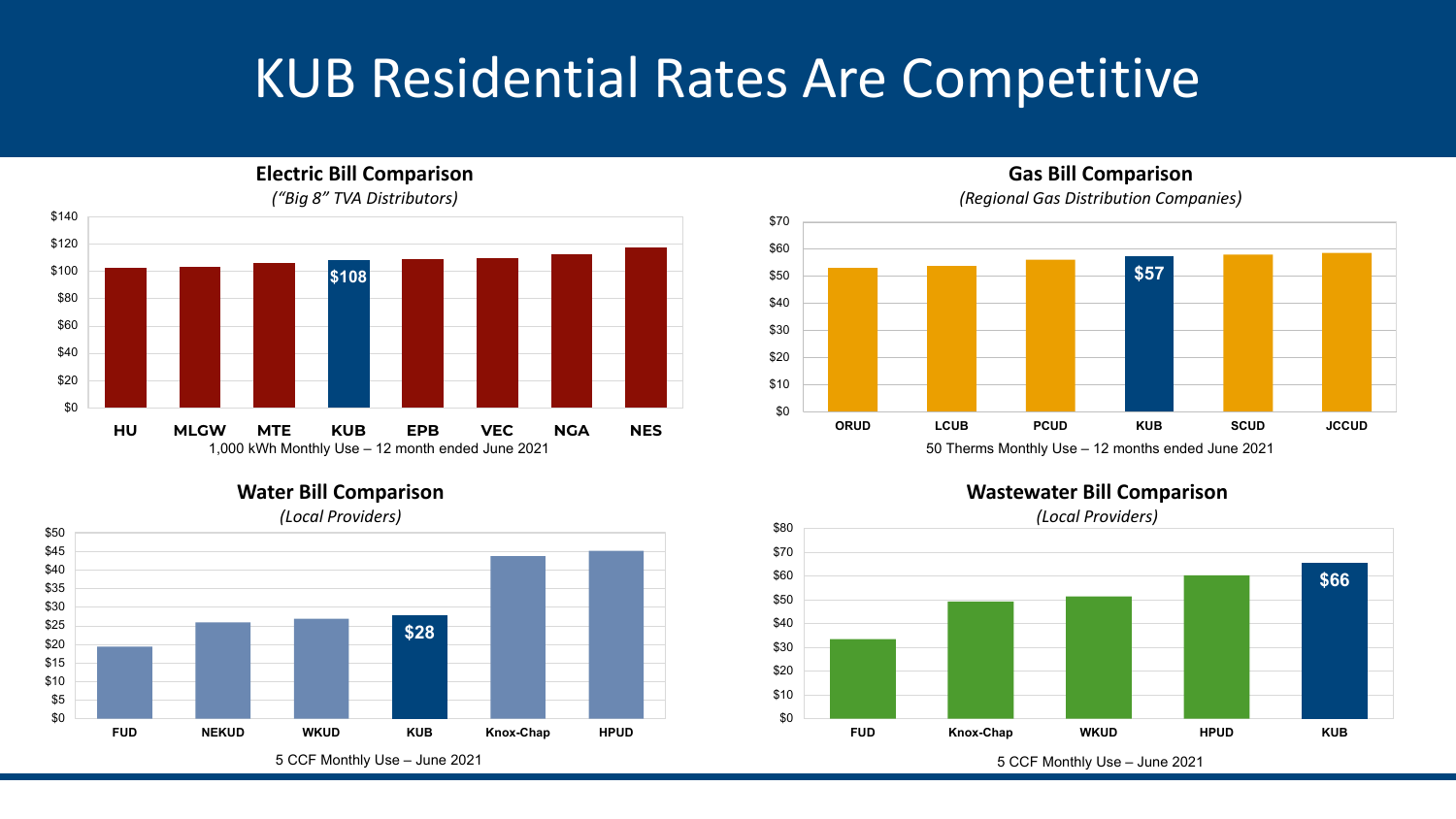# KUB Residential Rates Are Competitive

### Electric Bill Comparison

*("Big 8" TVA Distributors)*

| Distributor | Bill |
|---|---|
| HU | |
| MLGW | |
| MTE | |
| KUB | $108 |
| EPB | |
| VEC | |
| NGA | |
| NES | |

1,000 kWh Monthly Use – 12 month ended June 2021

### Gas Bill Comparison

*(Regional Gas Distribution Companies)*

| Company | Bill |
|---|---|
| ORUD | |
| LCUB | |
| PCUD | |
| KUB | $57 |
| SCUD | |
| JCCUD | |

50 Therms Monthly Use – 12 months ended June 2021

### Water Bill Comparison

*(Local Providers)*

| Provider | Bill |
|---|---|
| FUD | |
| NEKUD | |
| WKUD | |
| KUB | $28 |
| Knox-Chap | |
| HPUD | |

5 CCF Monthly Use – June 2021

### Wastewater Bill Comparison

*(Local Providers)*

| Provider | Bill |
|---|---|
| FUD | |
| Knox-Chap | |
| WKUD | |
| HPUD | |
| KUB | $66 |

5 CCF Monthly Use – June 2021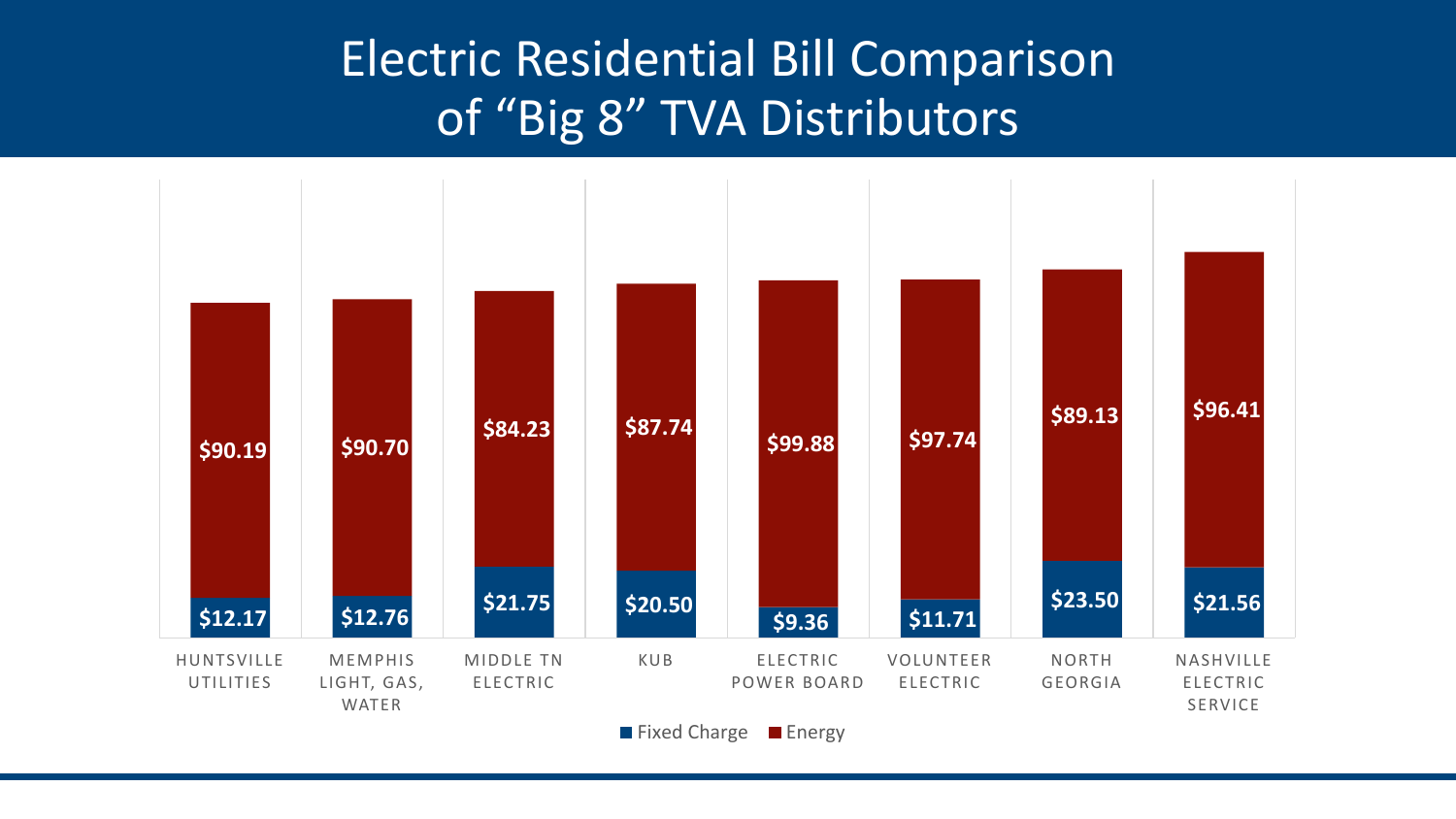# Electric Residential Bill Comparison of "Big 8" TVA Distributors

| Distributor | Fixed Charge | Energy |
|---|---|---|
| HUNTSVILLE UTILITIES | $12.17 | $90.19 |
| MEMPHIS LIGHT, GAS, WATER | $12.76 | $90.70 |
| MIDDLE TN ELECTRIC | $21.75 | $84.23 |
| KUB | $20.50 | $87.74 |
| ELECTRIC POWER BOARD | $9.36 | $99.88 |
| VOLUNTEER ELECTRIC | $11.71 | $97.74 |
| NORTH GEORGIA | $23.50 | $89.13 |
| NASHVILLE ELECTRIC SERVICE | $21.56 | $96.41 |

■ Fixed Charge ■ Energy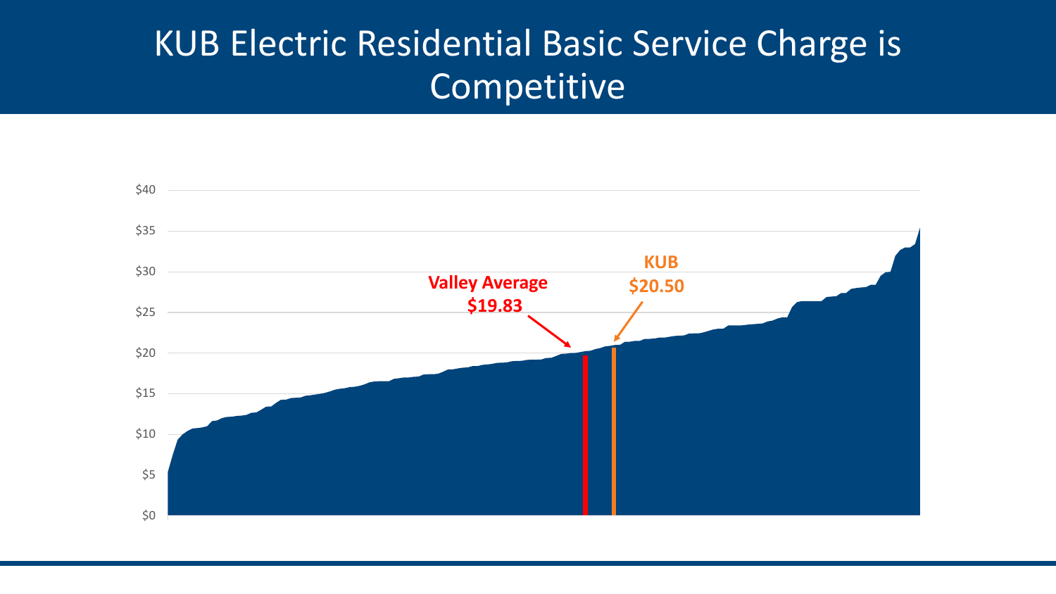# KUB Electric Residential Basic Service Charge is Competitive

$40

$35

$30

$25

$20

$15

$10

$5

$0

**Valley Average**
**$19.83**

**KUB**
**$20.50**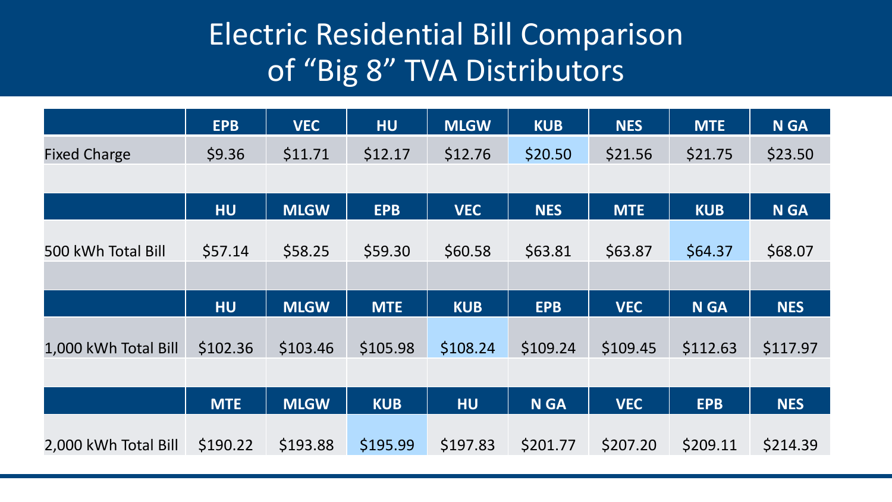# Electric Residential Bill Comparison of "Big 8" TVA Distributors

| | EPB | VEC | HU | MLGW | KUB | NES | MTE | N GA |
|---|---|---|---|---|---|---|---|---|
| Fixed Charge | $9.36 | $11.71 | $12.17 | $12.76 | $20.50 | $21.56 | $21.75 | $23.50 |

| | HU | MLGW | EPB | VEC | NES | MTE | KUB | N GA |
|---|---|---|---|---|---|---|---|---|
| 500 kWh Total Bill | $57.14 | $58.25 | $59.30 | $60.58 | $63.81 | $63.87 | $64.37 | $68.07 |

| | HU | MLGW | MTE | KUB | EPB | VEC | N GA | NES |
|---|---|---|---|---|---|---|---|---|
| 1,000 kWh Total Bill | $102.36 | $103.46 | $105.98 | $108.24 | $109.24 | $109.45 | $112.63 | $117.97 |

| | MTE | MLGW | KUB | HU | N GA | VEC | EPB | NES |
|---|---|---|---|---|---|---|---|---|
| 2,000 kWh Total Bill | $190.22 | $193.88 | $195.99 | $197.83 | $201.77 | $207.20 | $209.11 | $214.39 |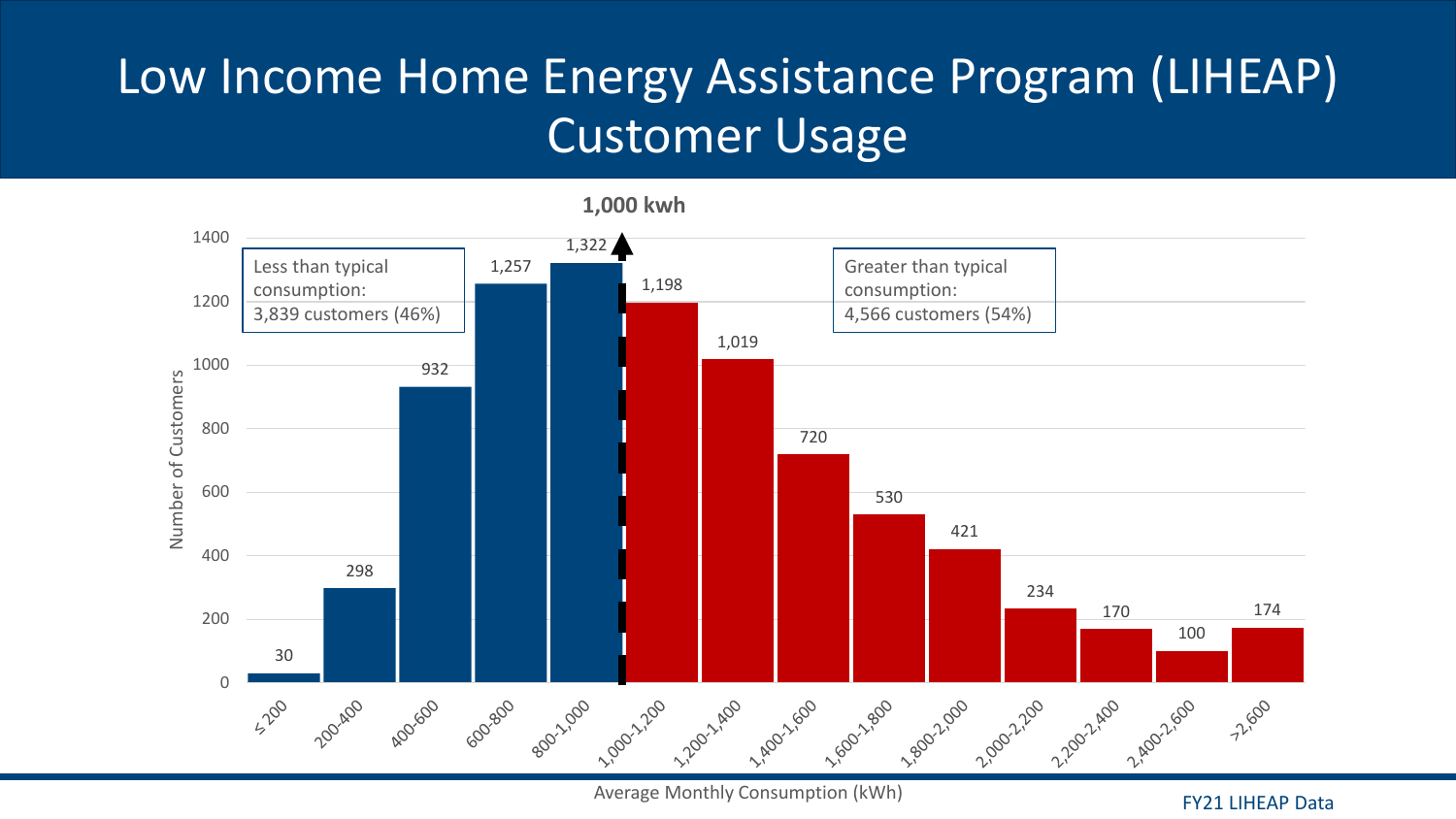# Low Income Home Energy Assistance Program (LIHEAP) Customer Usage

**1,000 kwh**

Less than typical consumption: 3,839 customers (46%)

Greater than typical consumption: 4,566 customers (54%)

| Average Monthly Consumption (kWh) | Number of Customers |
|---|---|
| ≤ 200 | 30 |
| 200-400 | 298 |
| 400-600 | 932 |
| 600-800 | 1,257 |
| 800-1,000 | 1,322 |
| 1,000-1,200 | 1,198 |
| 1,200-1,400 | 1,019 |
| 1,400-1,600 | 720 |
| 1,600-1,800 | 530 |
| 1,800-2,000 | 421 |
| 2,000-2,200 | 234 |
| 2,200-2,400 | 170 |
| 2,400-2,600 | 100 |
| >2,600 | 174 |

FY21 LIHEAP Data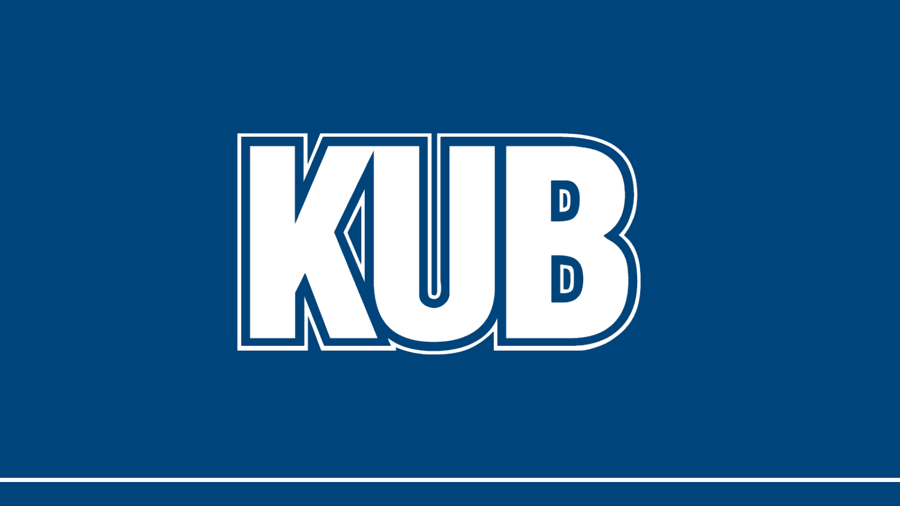KUB